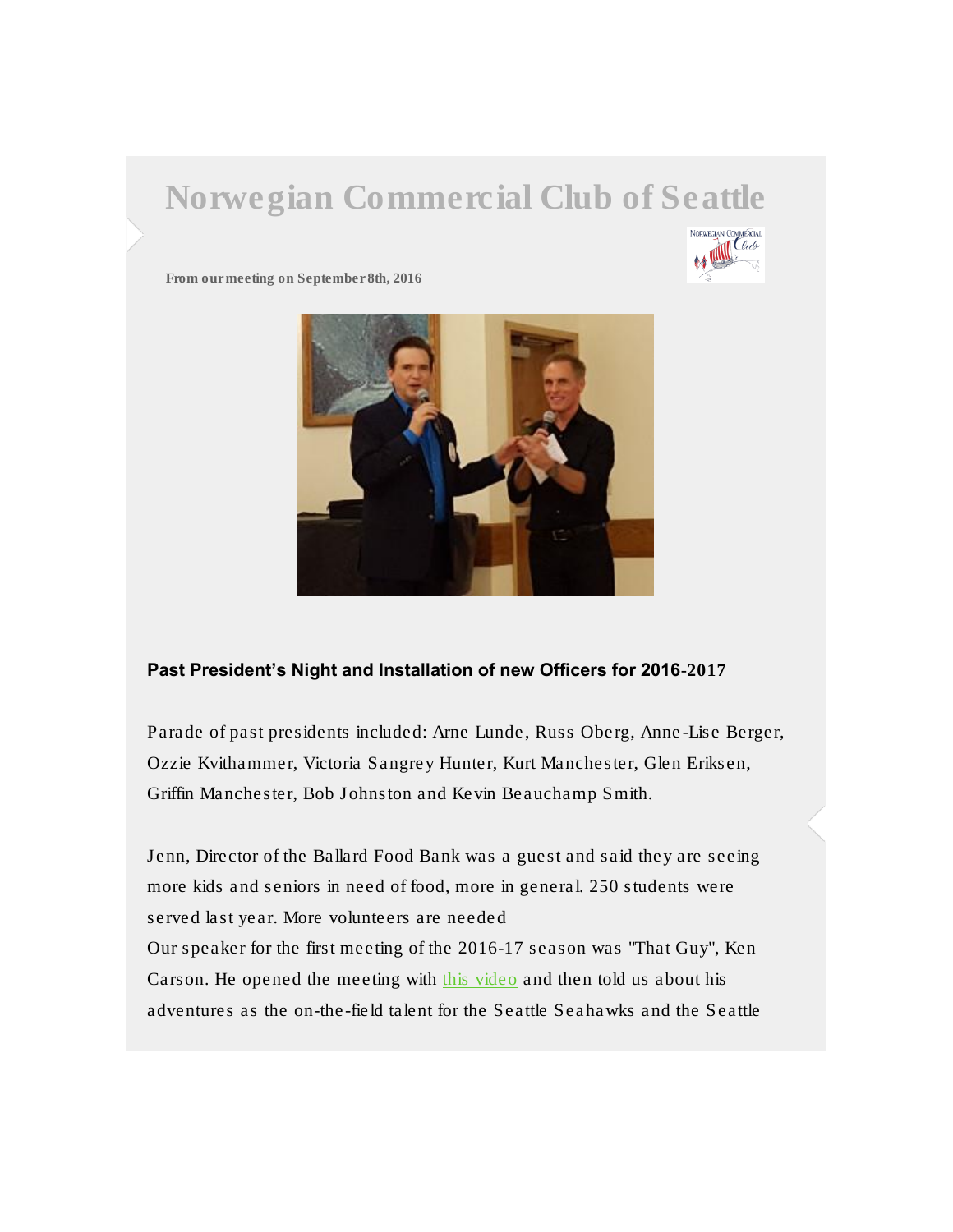# Norwegian Commercial Club of Seattle

**From our meeting on September 8th, 2016**

### Past President's Night and Installation of new Officers for 2016-2017

Parade of past presidents included: Arne Lunde, Russ Oberg, Anne-Lise Berger, Ozzie Kvithammer, Victoria Sangrey Hunter, Kurt Manchester, Glen Eriksen, Griffin Manchester, Bob Johnston and Kevin Beauchamp Smith.

Jenn, Director of the Ballard Food Bank was a guest and said they are seeing more kids and seniors in need of food, more in general. 250 students were served last year. More volunteers are needed

Our speaker for the first meeting of the 2016-17 season was "That Guy", Ken Carson. He opened the meeting with this video and then told us about his adventures as the on-the-field talent for the Seattle Seahawks and the Seattle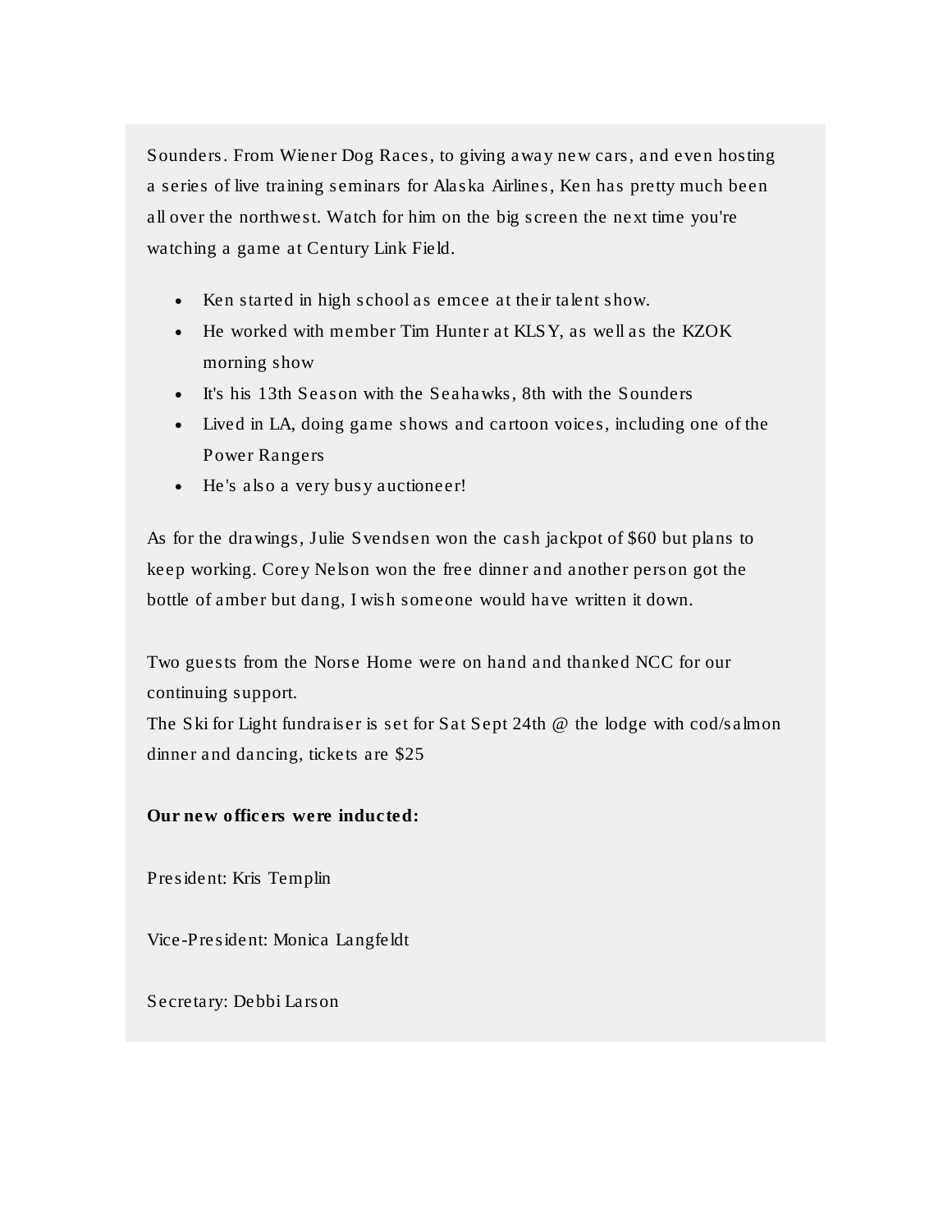Sounders. From Wiener Dog Races, to giving away new cars, and even hosting a series of live training seminars for Alaska Airlines, Ken has pretty much been all over the northwest. Watch for him on the big screen the next time you're watching a game at Century Link Field.

- Ken started in high school as emcee at their talent show.
- He worked with member Tim Hunter at KLSY, as well as the KZOK morning show
- It's his 13th Season with the Seahawks, 8th with the Sounders
- Lived in LA, doing game shows and cartoon voices, including one of the Power Rangers
- He's also a very busy auctioneer!

As for the drawings, Julie Svendsen won the cash jackpot of $60 but plans to keep working. Corey Nelson won the free dinner and another person got the bottle of amber but dang, I wish someone would have written it down.

Two guests from the Norse Home were on hand and thanked NCC for our continuing support.
The Ski for Light fundraiser is set for Sat Sept 24th @ the lodge with cod/salmon dinner and dancing, tickets are $25

**Our new officers were inducted:**

President: Kris Templin

Vice-President: Monica Langfeldt

Secretary: Debbi Larson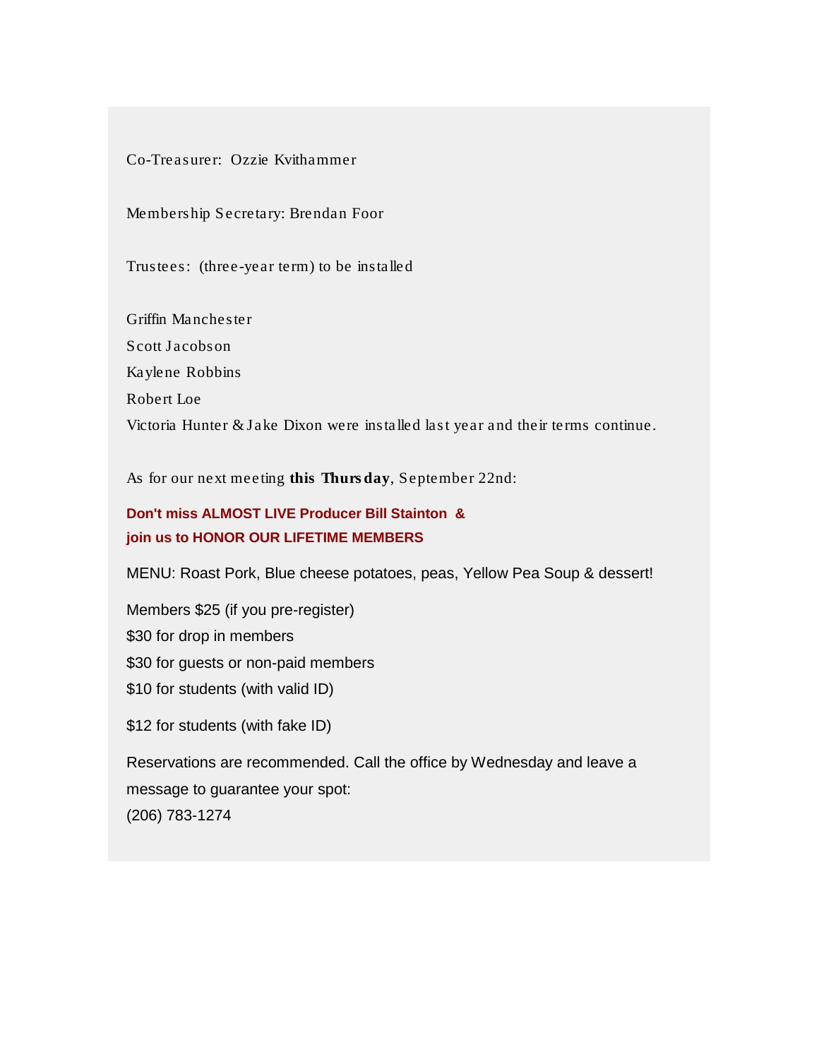Co-Treasurer: Ozzie Kvithammer

Membership Secretary: Brendan Foor

Trustees: (three-year term) to be installed

Griffin Manchester
Scott Jacobson
Kaylene Robbins
Robert Loe
Victoria Hunter & Jake Dixon were installed last year and their terms continue.

As for our next meeting **this Thursday**, September 22nd:

**Don't miss ALMOST LIVE Producer Bill Stainton &**
**join us to HONOR OUR LIFETIME MEMBERS**

MENU: Roast Pork, Blue cheese potatoes, peas, Yellow Pea Soup & dessert!

Members $25 (if you pre-register)
$30 for drop in members
$30 for guests or non-paid members
$10 for students (with valid ID)

$12 for students (with fake ID)

Reservations are recommended. Call the office by Wednesday and leave a message to guarantee your spot:
(206) 783-1274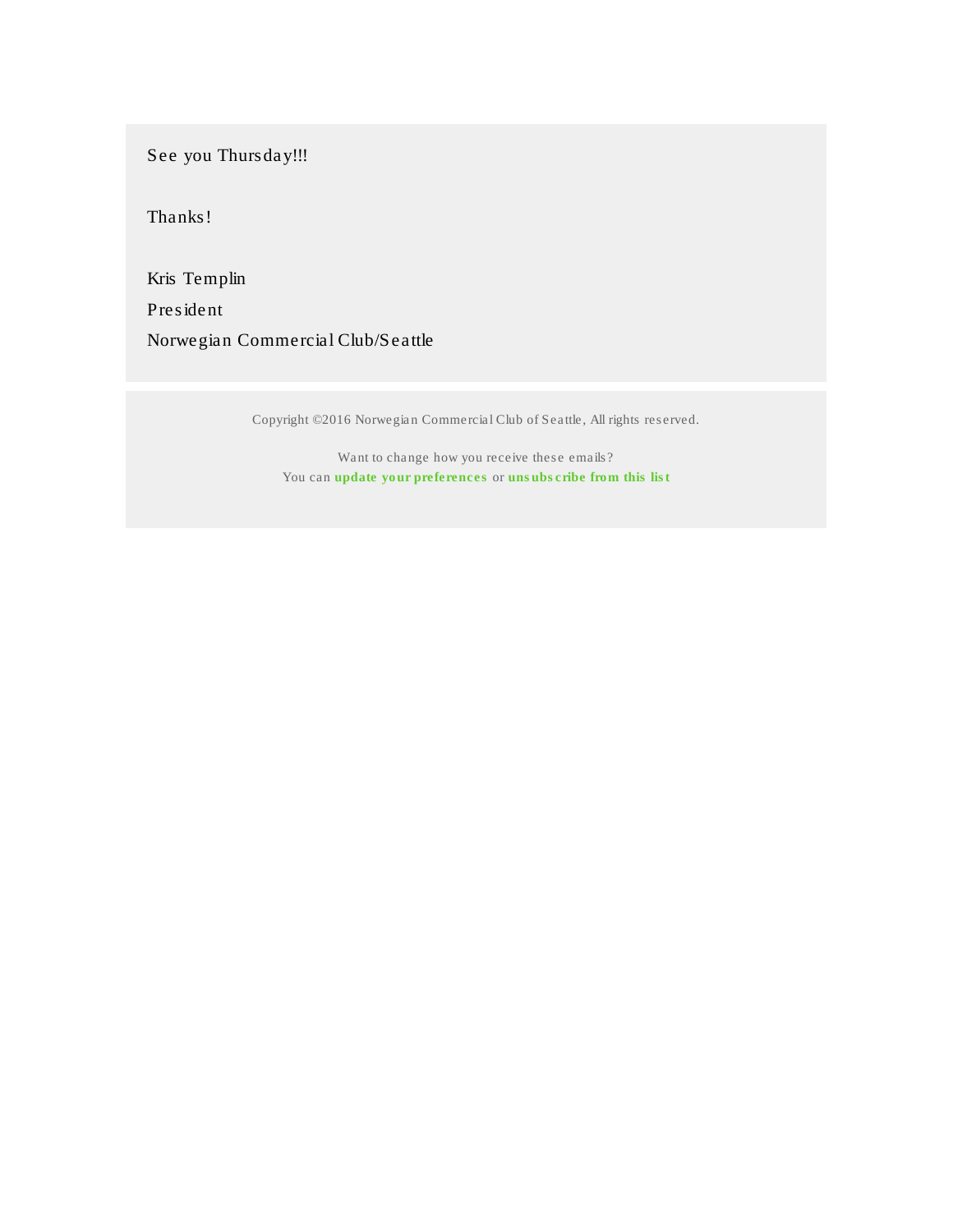See you Thursday!!!

Thanks!

Kris Templin

President

Norwegian Commercial Club/Seattle

Copyright ©2016 Norwegian Commercial Club of Seattle, All rights reserved.

Want to change how you receive these emails?
You can **update your preferences** or **unsubscribe from this list**